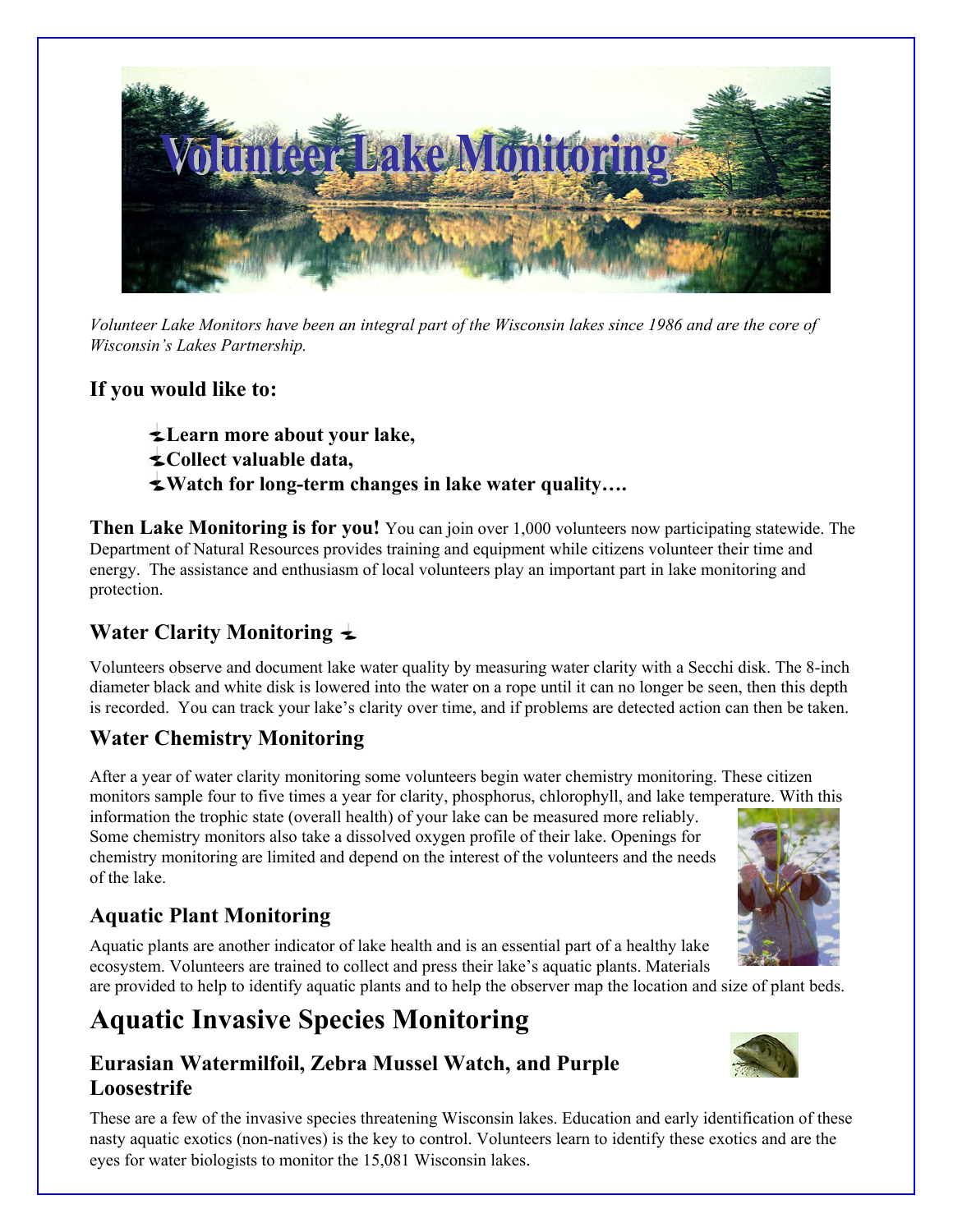# Volunteer Lake Monitoring

*Volunteer Lake Monitors have been an integral part of the Wisconsin lakes since 1986 and are the core of Wisconsin's Lakes Partnership.*

### If you would like to:

- **Learn more about your lake,**
- **Collect valuable data,**
- **Watch for long-term changes in lake water quality….**

**Then Lake Monitoring is for you!** You can join over 1,000 volunteers now participating statewide. The Department of Natural Resources provides training and equipment while citizens volunteer their time and energy. The assistance and enthusiasm of local volunteers play an important part in lake monitoring and protection.

### Water Clarity Monitoring

Volunteers observe and document lake water quality by measuring water clarity with a Secchi disk. The 8-inch diameter black and white disk is lowered into the water on a rope until it can no longer be seen, then this depth is recorded. You can track your lake's clarity over time, and if problems are detected action can then be taken.

### Water Chemistry Monitoring

After a year of water clarity monitoring some volunteers begin water chemistry monitoring. These citizen monitors sample four to five times a year for clarity, phosphorus, chlorophyll, and lake temperature. With this information the trophic state (overall health) of your lake can be measured more reliably. Some chemistry monitors also take a dissolved oxygen profile of their lake. Openings for chemistry monitoring are limited and depend on the interest of the volunteers and the needs of the lake.

### Aquatic Plant Monitoring

Aquatic plants are another indicator of lake health and is an essential part of a healthy lake ecosystem. Volunteers are trained to collect and press their lake's aquatic plants. Materials are provided to help to identify aquatic plants and to help the observer map the location and size of plant beds.

## Aquatic Invasive Species Monitoring

### Eurasian Watermilfoil, Zebra Mussel Watch, and Purple Loosestrife

These are a few of the invasive species threatening Wisconsin lakes. Education and early identification of these nasty aquatic exotics (non-natives) is the key to control. Volunteers learn to identify these exotics and are the eyes for water biologists to monitor the 15,081 Wisconsin lakes.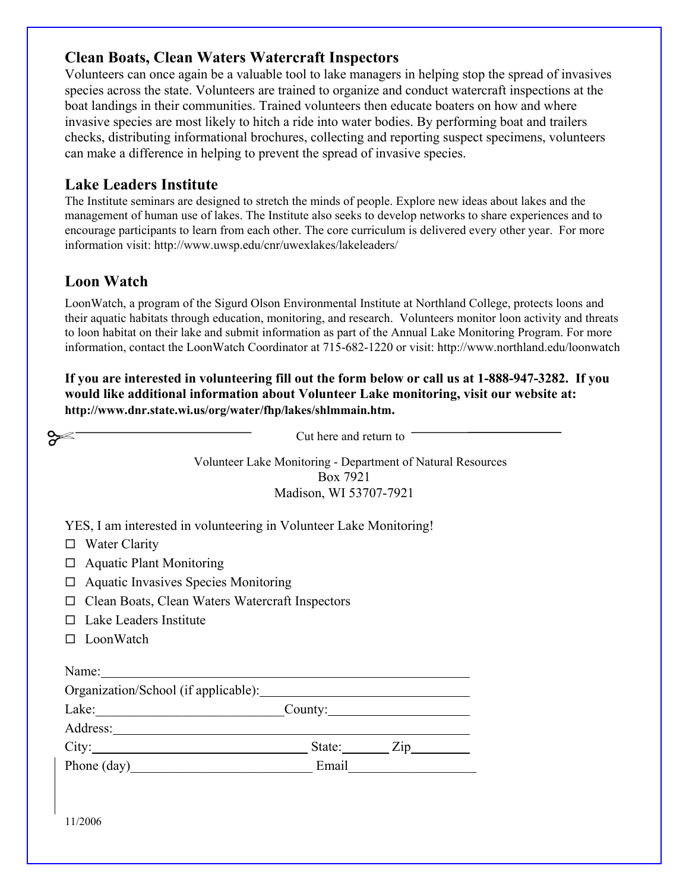## Clean Boats, Clean Waters Watercraft Inspectors

Volunteers can once again be a valuable tool to lake managers in helping stop the spread of invasives species across the state. Volunteers are trained to organize and conduct watercraft inspections at the boat landings in their communities. Trained volunteers then educate boaters on how and where invasive species are most likely to hitch a ride into water bodies. By performing boat and trailers checks, distributing informational brochures, collecting and reporting suspect specimens, volunteers can make a difference in helping to prevent the spread of invasive species.

## Lake Leaders Institute

The Institute seminars are designed to stretch the minds of people. Explore new ideas about lakes and the management of human use of lakes. The Institute also seeks to develop networks to share experiences and to encourage participants to learn from each other. The core curriculum is delivered every other year. For more information visit: http://www.uwsp.edu/cnr/uwexlakes/lakeleaders/

## Loon Watch

LoonWatch, a program of the Sigurd Olson Environmental Institute at Northland College, protects loons and their aquatic habitats through education, monitoring, and research. Volunteers monitor loon activity and threats to loon habitat on their lake and submit information as part of the Annual Lake Monitoring Program. For more information, contact the LoonWatch Coordinator at 715-682-1220 or visit: http://www.northland.edu/loonwatch

**If you are interested in volunteering fill out the form below or call us at 1-888-947-3282. If you would like additional information about Volunteer Lake monitoring, visit our website at: http://www.dnr.state.wi.us/org/water/fhp/lakes/shlmmain.htm.**

✂ ———————— Cut here and return to ————————

Volunteer Lake Monitoring - Department of Natural Resources
Box 7921
Madison, WI 53707-7921

YES, I am interested in volunteering in Volunteer Lake Monitoring!

- ☐ Water Clarity
- ☐ Aquatic Plant Monitoring
- ☐ Aquatic Invasives Species Monitoring
- ☐ Clean Boats, Clean Waters Watercraft Inspectors
- ☐ Lake Leaders Institute
- ☐ LoonWatch

Name:\_\_\_\_\_\_\_\_\_\_\_\_\_\_\_\_\_\_\_\_\_\_\_\_\_\_\_\_\_\_\_\_\_\_\_\_\_\_\_\_

Organization/School (if applicable):\_\_\_\_\_\_\_\_\_\_\_\_\_\_\_\_\_\_\_\_

Lake:\_\_\_\_\_\_\_\_\_\_\_\_\_\_\_\_\_\_\_\_ County:\_\_\_\_\_\_\_\_\_\_\_\_\_\_\_

Address:\_\_\_\_\_\_\_\_\_\_\_\_\_\_\_\_\_\_\_\_\_\_\_\_\_\_\_\_\_\_\_\_\_\_\_\_\_\_\_\_

City:\_\_\_\_\_\_\_\_\_\_\_\_\_\_\_\_\_\_\_\_\_\_\_ State:\_\_\_\_\_ Zip\_\_\_\_\_\_

Phone (day)\_\_\_\_\_\_\_\_\_\_\_\_\_\_\_\_\_\_\_\_ Email\_\_\_\_\_\_\_\_\_\_\_\_\_\_

11/2006